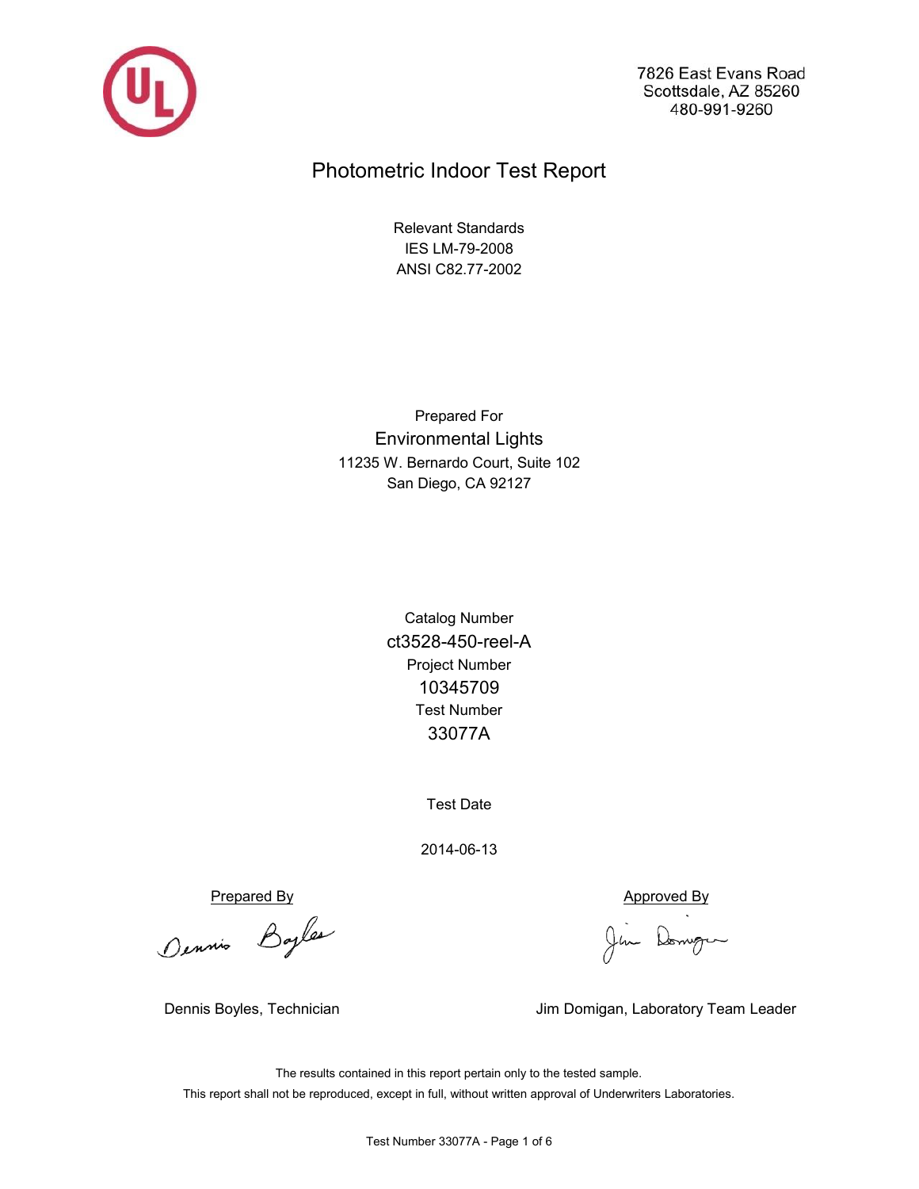7826 East Evans Road
Scottsdale, AZ 85260
480-991-9260

# Photometric Indoor Test Report

Relevant Standards
IES LM-79-2008
ANSI C82.77-2002

Prepared For

**Environmental Lights**

11235 W. Bernardo Court, Suite 102
San Diego, CA 92127

Catalog Number

**ct3528-450-reel-A**

Project Number

**10345709**

Test Number

**33077A**

Test Date

2014-06-13

Prepared By

Dennis Boyles, Technician

Approved By

Jim Domigan, Laboratory Team Leader

The results contained in this report pertain only to the tested sample.
This report shall not be reproduced, except in full, without written approval of Underwriters Laboratories.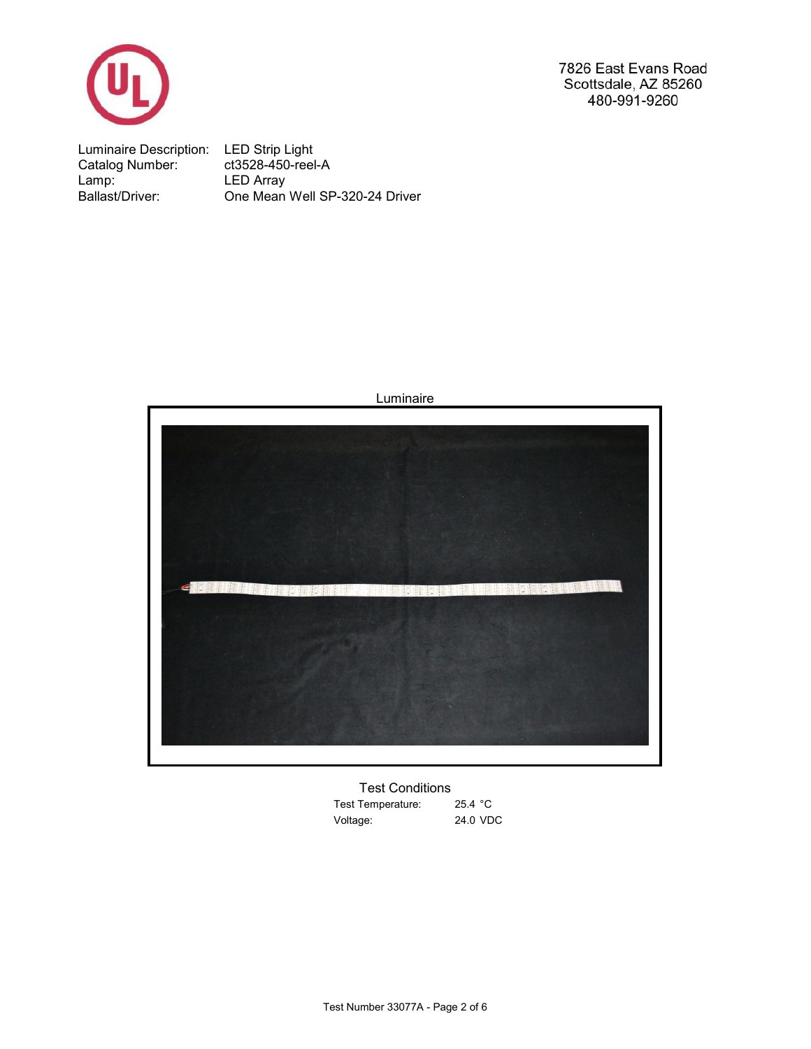7826 East Evans Road
Scottsdale, AZ 85260
480-991-9260

| | |
|---|---|
| Luminaire Description: | LED Strip Light |
| Catalog Number: | ct3528-450-reel-A |
| Lamp: | LED Array |
| Ballast/Driver: | One Mean Well SP-320-24 Driver |

Luminaire

Test Conditions

| | |
|---|---|
| Test Temperature: | 25.4 °C |
| Voltage: | 24.0 VDC |

Test Number 33077A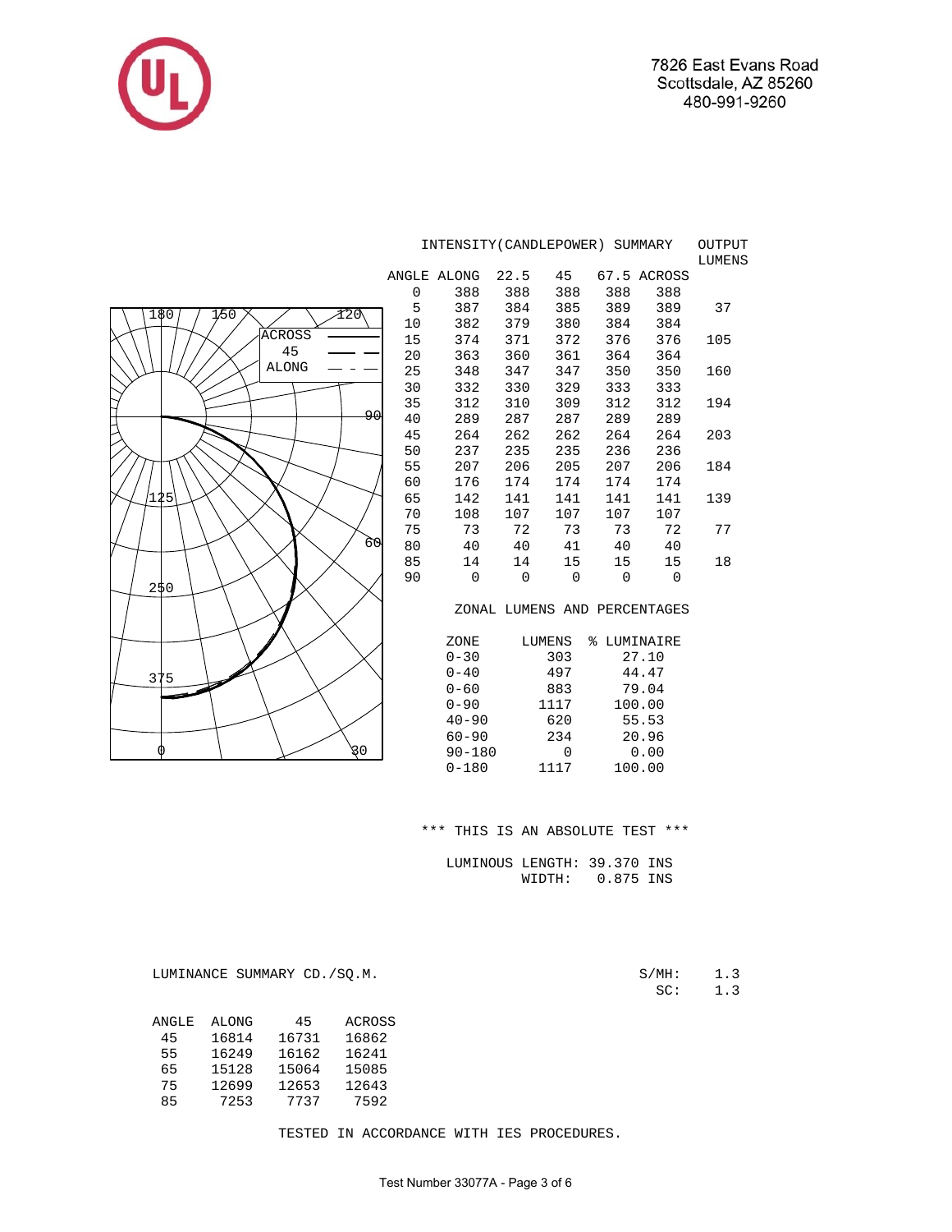7826 East Evans Road
Scottsdale, AZ 85260
480-991-9260

## INTENSITY(CANDLEPOWER) SUMMARY

| ANGLE | ALONG | 22.5 | 45 | 67.5 | ACROSS | OUTPUT LUMENS |
|---|---|---|---|---|---|---|
| 0 | 388 | 388 | 388 | 388 | 388 | |
| 5 | 387 | 384 | 385 | 389 | 389 | 37 |
| 10 | 382 | 379 | 380 | 384 | 384 | |
| 15 | 374 | 371 | 372 | 376 | 376 | 105 |
| 20 | 363 | 360 | 361 | 364 | 364 | |
| 25 | 348 | 347 | 347 | 350 | 350 | 160 |
| 30 | 332 | 330 | 329 | 333 | 333 | |
| 35 | 312 | 310 | 309 | 312 | 312 | 194 |
| 40 | 289 | 287 | 287 | 289 | 289 | |
| 45 | 264 | 262 | 262 | 264 | 264 | 203 |
| 50 | 237 | 235 | 235 | 236 | 236 | |
| 55 | 207 | 206 | 205 | 207 | 206 | 184 |
| 60 | 176 | 174 | 174 | 174 | 174 | |
| 65 | 142 | 141 | 141 | 141 | 141 | 139 |
| 70 | 108 | 107 | 107 | 107 | 107 | |
| 75 | 73 | 72 | 73 | 73 | 72 | 77 |
| 80 | 40 | 40 | 41 | 40 | 40 | |
| 85 | 14 | 14 | 15 | 15 | 15 | 18 |
| 90 | 0 | 0 | 0 | 0 | 0 | |

Polar plot legend: ACROSS, 45, ALONG. Axis labels: 180, 150, 120, 90, 60, 30, 0; 125, 250, 375.

## ZONAL LUMENS AND PERCENTAGES

| ZONE | LUMENS | % LUMINAIRE |
|---|---|---|
| 0-30 | 303 | 27.10 |
| 0-40 | 497 | 44.47 |
| 0-60 | 883 | 79.04 |
| 0-90 | 1117 | 100.00 |
| 40-90 | 620 | 55.53 |
| 60-90 | 234 | 20.96 |
| 90-180 | 0 | 0.00 |
| 0-180 | 1117 | 100.00 |

\*\*\* THIS IS AN ABSOLUTE TEST \*\*\*

LUMINOUS LENGTH: 39.370 INS
WIDTH: 0.875 INS

## LUMINANCE SUMMARY CD./SQ.M.

| ANGLE | ALONG | 45 | ACROSS |
|---|---|---|---|
| 45 | 16814 | 16731 | 16862 |
| 55 | 16249 | 16162 | 16241 |
| 65 | 15128 | 15064 | 15085 |
| 75 | 12699 | 12653 | 12643 |
| 85 | 7253 | 7737 | 7592 |

S/MH: 1.3
SC: 1.3

TESTED IN ACCORDANCE WITH IES PROCEDURES.

Test Number 33077A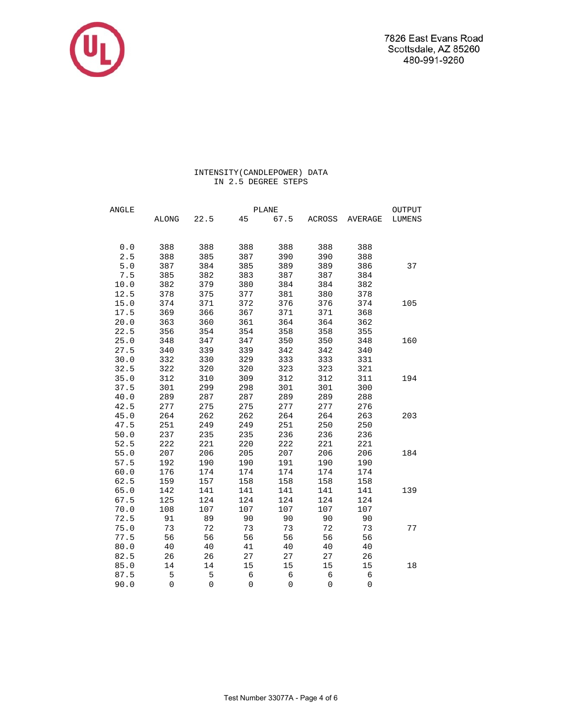7826 East Evans Road
Scottsdale, AZ 85260
480-991-9260

## INTENSITY(CANDLEPOWER) DATA
### IN 2.5 DEGREE STEPS

| ANGLE | PLANE | | | | | | OUTPUT |
|---|---|---|---|---|---|---|---|
| | ALONG | 22.5 | 45 | 67.5 | ACROSS | AVERAGE | LUMENS |
| 0.0 | 388 | 388 | 388 | 388 | 388 | 388 | |
| 2.5 | 388 | 385 | 387 | 390 | 390 | 388 | |
| 5.0 | 387 | 384 | 385 | 389 | 389 | 386 | 37 |
| 7.5 | 385 | 382 | 383 | 387 | 387 | 384 | |
| 10.0 | 382 | 379 | 380 | 384 | 384 | 382 | |
| 12.5 | 378 | 375 | 377 | 381 | 380 | 378 | |
| 15.0 | 374 | 371 | 372 | 376 | 376 | 374 | 105 |
| 17.5 | 369 | 366 | 367 | 371 | 371 | 368 | |
| 20.0 | 363 | 360 | 361 | 364 | 364 | 362 | |
| 22.5 | 356 | 354 | 354 | 358 | 358 | 355 | |
| 25.0 | 348 | 347 | 347 | 350 | 350 | 348 | 160 |
| 27.5 | 340 | 339 | 339 | 342 | 342 | 340 | |
| 30.0 | 332 | 330 | 329 | 333 | 333 | 331 | |
| 32.5 | 322 | 320 | 320 | 323 | 323 | 321 | |
| 35.0 | 312 | 310 | 309 | 312 | 312 | 311 | 194 |
| 37.5 | 301 | 299 | 298 | 301 | 301 | 300 | |
| 40.0 | 289 | 287 | 287 | 289 | 289 | 288 | |
| 42.5 | 277 | 275 | 275 | 277 | 277 | 276 | |
| 45.0 | 264 | 262 | 262 | 264 | 264 | 263 | 203 |
| 47.5 | 251 | 249 | 249 | 251 | 250 | 250 | |
| 50.0 | 237 | 235 | 235 | 236 | 236 | 236 | |
| 52.5 | 222 | 221 | 220 | 222 | 221 | 221 | |
| 55.0 | 207 | 206 | 205 | 207 | 206 | 206 | 184 |
| 57.5 | 192 | 190 | 190 | 191 | 190 | 190 | |
| 60.0 | 176 | 174 | 174 | 174 | 174 | 174 | |
| 62.5 | 159 | 157 | 158 | 158 | 158 | 158 | |
| 65.0 | 142 | 141 | 141 | 141 | 141 | 141 | 139 |
| 67.5 | 125 | 124 | 124 | 124 | 124 | 124 | |
| 70.0 | 108 | 107 | 107 | 107 | 107 | 107 | |
| 72.5 | 91 | 89 | 90 | 90 | 90 | 90 | |
| 75.0 | 73 | 72 | 73 | 73 | 72 | 73 | 77 |
| 77.5 | 56 | 56 | 56 | 56 | 56 | 56 | |
| 80.0 | 40 | 40 | 41 | 40 | 40 | 40 | |
| 82.5 | 26 | 26 | 27 | 27 | 27 | 26 | |
| 85.0 | 14 | 14 | 15 | 15 | 15 | 15 | 18 |
| 87.5 | 5 | 5 | 6 | 6 | 6 | 6 | |
| 90.0 | 0 | 0 | 0 | 0 | 0 | 0 | |

Test Number 33077A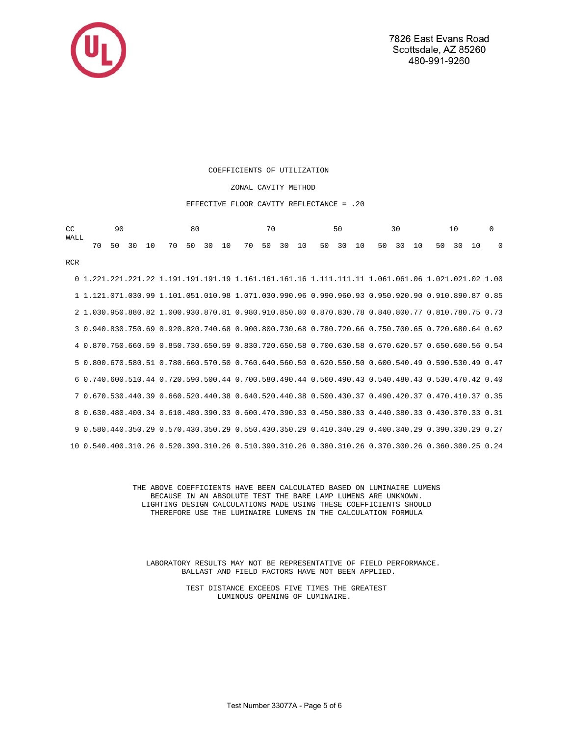COEFFICIENTS OF UTILIZATION

ZONAL CAVITY METHOD

EFFECTIVE FLOOR CAVITY REFLECTANCE = .20

| CC | 90 | | | | 80 | | | | 70 | | | | 50 | | | 30 | | | 10 | | | 0 |
|---|---|---|---|---|---|---|---|---|---|---|---|---|---|---|---|---|---|---|---|---|---|---|
| WALL | 70 | 50 | 30 | 10 | 70 | 50 | 30 | 10 | 70 | 50 | 30 | 10 | 50 | 30 | 10 | 50 | 30 | 10 | 50 | 30 | 10 | 0 |
| RCR | | | | | | | | | | | | | | | | | | | | | | |
| 0 | 1.22 | 1.22 | 1.22 | 1.22 | 1.19 | 1.19 | 1.19 | 1.19 | 1.16 | 1.16 | 1.16 | 1.16 | 1.11 | 1.11 | 1.11 | 1.06 | 1.06 | 1.06 | 1.02 | 1.02 | 1.02 | 1.00 |
| 1 | 1.12 | 1.07 | 1.03 | 0.99 | 1.10 | 1.05 | 1.01 | 0.98 | 1.07 | 1.03 | 0.99 | 0.96 | 0.99 | 0.96 | 0.93 | 0.95 | 0.92 | 0.90 | 0.91 | 0.89 | 0.87 | 0.85 |
| 2 | 1.03 | 0.95 | 0.88 | 0.82 | 1.00 | 0.93 | 0.87 | 0.81 | 0.98 | 0.91 | 0.85 | 0.80 | 0.87 | 0.83 | 0.78 | 0.84 | 0.80 | 0.77 | 0.81 | 0.78 | 0.75 | 0.73 |
| 3 | 0.94 | 0.83 | 0.75 | 0.69 | 0.92 | 0.82 | 0.74 | 0.68 | 0.90 | 0.80 | 0.73 | 0.68 | 0.78 | 0.72 | 0.66 | 0.75 | 0.70 | 0.65 | 0.72 | 0.68 | 0.64 | 0.62 |
| 4 | 0.87 | 0.75 | 0.66 | 0.59 | 0.85 | 0.73 | 0.65 | 0.59 | 0.83 | 0.72 | 0.65 | 0.58 | 0.70 | 0.63 | 0.58 | 0.67 | 0.62 | 0.57 | 0.65 | 0.60 | 0.56 | 0.54 |
| 5 | 0.80 | 0.67 | 0.58 | 0.51 | 0.78 | 0.66 | 0.57 | 0.50 | 0.76 | 0.64 | 0.56 | 0.50 | 0.62 | 0.55 | 0.50 | 0.60 | 0.54 | 0.49 | 0.59 | 0.53 | 0.49 | 0.47 |
| 6 | 0.74 | 0.60 | 0.51 | 0.44 | 0.72 | 0.59 | 0.50 | 0.44 | 0.70 | 0.58 | 0.49 | 0.44 | 0.56 | 0.49 | 0.43 | 0.54 | 0.48 | 0.43 | 0.53 | 0.47 | 0.42 | 0.40 |
| 7 | 0.67 | 0.53 | 0.44 | 0.39 | 0.66 | 0.52 | 0.44 | 0.38 | 0.64 | 0.52 | 0.44 | 0.38 | 0.50 | 0.43 | 0.37 | 0.49 | 0.42 | 0.37 | 0.47 | 0.41 | 0.37 | 0.35 |
| 8 | 0.63 | 0.48 | 0.40 | 0.34 | 0.61 | 0.48 | 0.39 | 0.33 | 0.60 | 0.47 | 0.39 | 0.33 | 0.45 | 0.38 | 0.33 | 0.44 | 0.38 | 0.33 | 0.43 | 0.37 | 0.33 | 0.31 |
| 9 | 0.58 | 0.44 | 0.35 | 0.29 | 0.57 | 0.43 | 0.35 | 0.29 | 0.55 | 0.43 | 0.35 | 0.29 | 0.41 | 0.34 | 0.29 | 0.40 | 0.34 | 0.29 | 0.39 | 0.33 | 0.29 | 0.27 |
| 10 | 0.54 | 0.40 | 0.31 | 0.26 | 0.52 | 0.39 | 0.31 | 0.26 | 0.51 | 0.39 | 0.31 | 0.26 | 0.38 | 0.31 | 0.26 | 0.37 | 0.30 | 0.26 | 0.36 | 0.30 | 0.25 | 0.24 |

THE ABOVE COEFFICIENTS HAVE BEEN CALCULATED BASED ON LUMINAIRE LUMENS BECAUSE IN AN ABSOLUTE TEST THE BARE LAMP LUMENS ARE UNKNOWN. LIGHTING DESIGN CALCULATIONS MADE USING THESE COEFFICIENTS SHOULD THEREFORE USE THE LUMINAIRE LUMENS IN THE CALCULATION FORMULA

LABORATORY RESULTS MAY NOT BE REPRESENTATIVE OF FIELD PERFORMANCE. BALLAST AND FIELD FACTORS HAVE NOT BEEN APPLIED.

TEST DISTANCE EXCEEDS FIVE TIMES THE GREATEST LUMINOUS OPENING OF LUMINAIRE.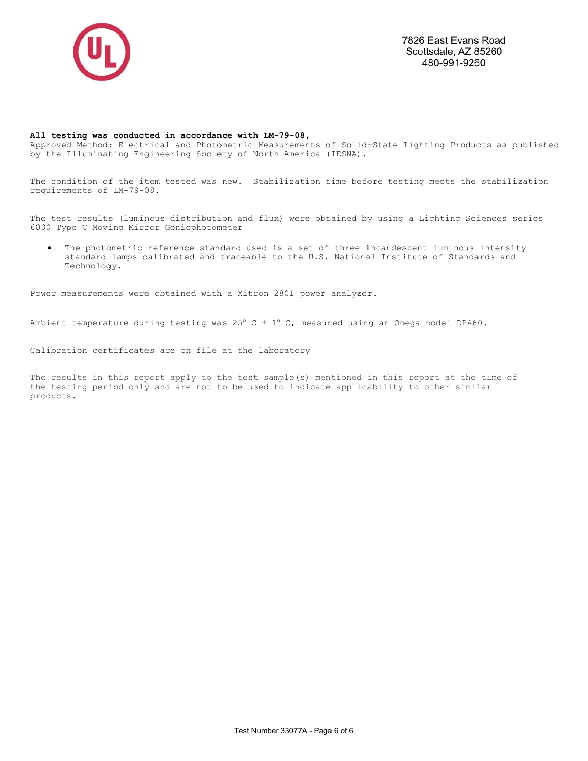7826 East Evans Road
Scottsdale, AZ 85260
480-991-9260

**All testing was conducted in accordance with LM-79-08,**
Approved Method: Electrical and Photometric Measurements of Solid-State Lighting Products as published by the Illuminating Engineering Society of North America (IESNA).

The condition of the item tested was new. Stabilization time before testing meets the stabilization requirements of LM-79-08.

The test results (luminous distribution and flux) were obtained by using a Lighting Sciences series 6000 Type C Moving Mirror Goniophotometer

- The photometric reference standard used is a set of three incandescent luminous intensity standard lamps calibrated and traceable to the U.S. National Institute of Standards and Technology.

Power measurements were obtained with a Xitron 2801 power analyzer.

Ambient temperature during testing was 25° C ± 1° C, measured using an Omega model DP460.

Calibration certificates are on file at the laboratory

The results in this report apply to the test sample(s) mentioned in this report at the time of the testing period only and are not to be used to indicate applicability to other similar products.